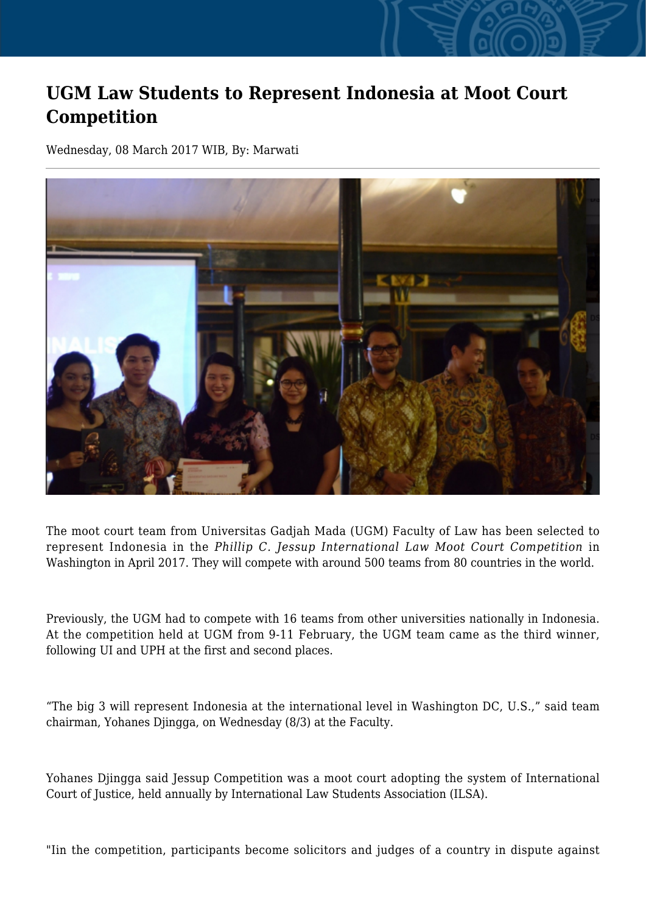# UGM Law Students to Represent Indonesia at Moot Court Competition

Wednesday, 08 March 2017 WIB, By: Marwati

The moot court team from Universitas Gadjah Mada (UGM) Faculty of Law has been selected to represent Indonesia in the *Phillip C. Jessup International Law Moot Court Competition* in Washington in April 2017. They will compete with around 500 teams from 80 countries in the world.

Previously, the UGM had to compete with 16 teams from other universities nationally in Indonesia. At the competition held at UGM from 9-11 February, the UGM team came as the third winner, following UI and UPH at the first and second places.

"The big 3 will represent Indonesia at the international level in Washington DC, U.S.," said team chairman, Yohanes Djingga, on Wednesday (8/3) at the Faculty.

Yohanes Djingga said Jessup Competition was a moot court adopting the system of International Court of Justice, held annually by International Law Students Association (ILSA).

"Iin the competition, participants become solicitors and judges of a country in dispute against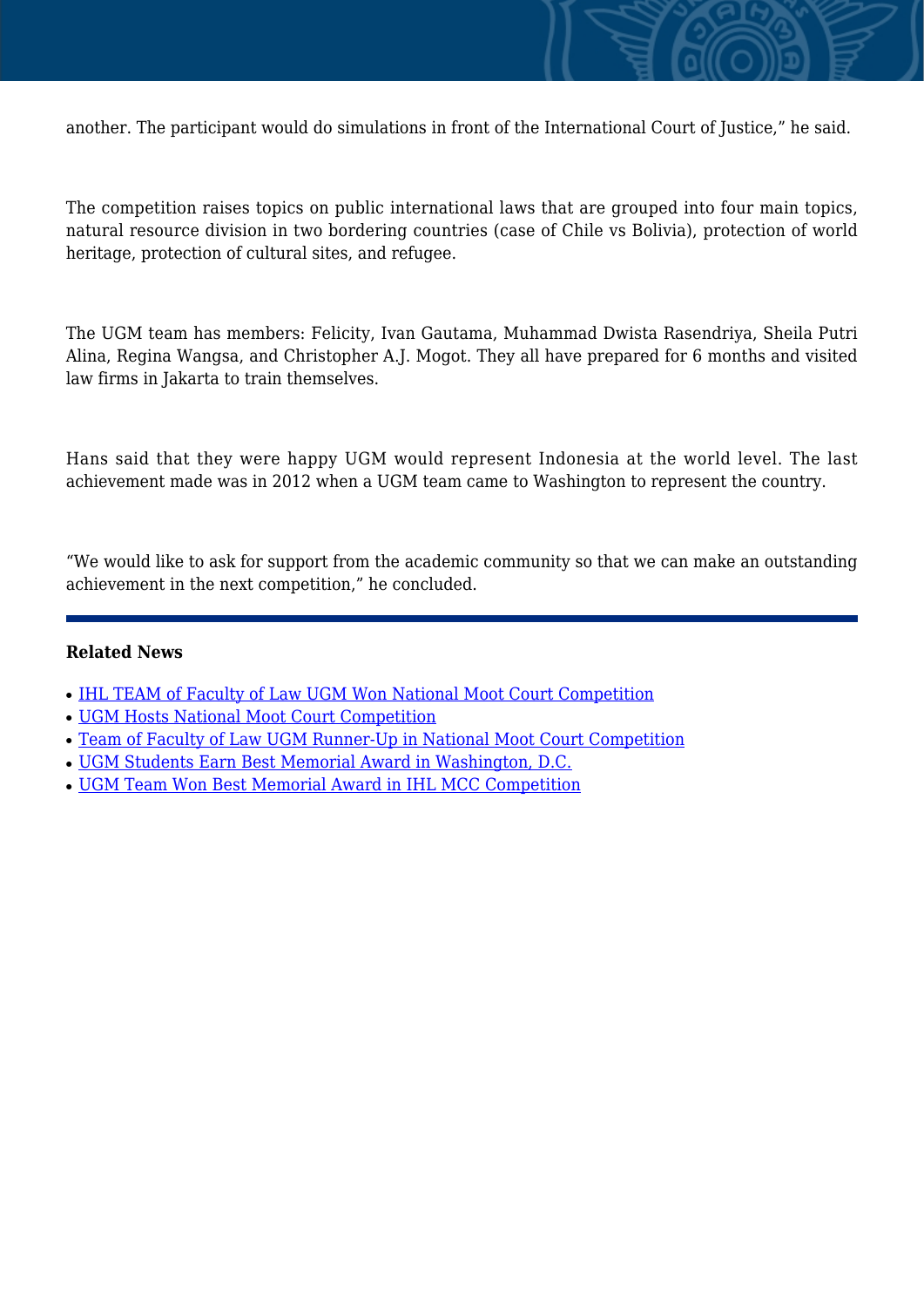another. The participant would do simulations in front of the International Court of Justice," he said.

The competition raises topics on public international laws that are grouped into four main topics, natural resource division in two bordering countries (case of Chile vs Bolivia), protection of world heritage, protection of cultural sites, and refugee.

The UGM team has members: Felicity, Ivan Gautama, Muhammad Dwista Rasendriya, Sheila Putri Alina, Regina Wangsa, and Christopher A.J. Mogot. They all have prepared for 6 months and visited law firms in Jakarta to train themselves.

Hans said that they were happy UGM would represent Indonesia at the world level. The last achievement made was in 2012 when a UGM team came to Washington to represent the country.

"We would like to ask for support from the academic community so that we can make an outstanding achievement in the next competition," he concluded.

---

**Related News**

- IHL TEAM of Faculty of Law UGM Won National Moot Court Competition
- UGM Hosts National Moot Court Competition
- Team of Faculty of Law UGM Runner-Up in National Moot Court Competition
- UGM Students Earn Best Memorial Award in Washington, D.C.
- UGM Team Won Best Memorial Award in IHL MCC Competition